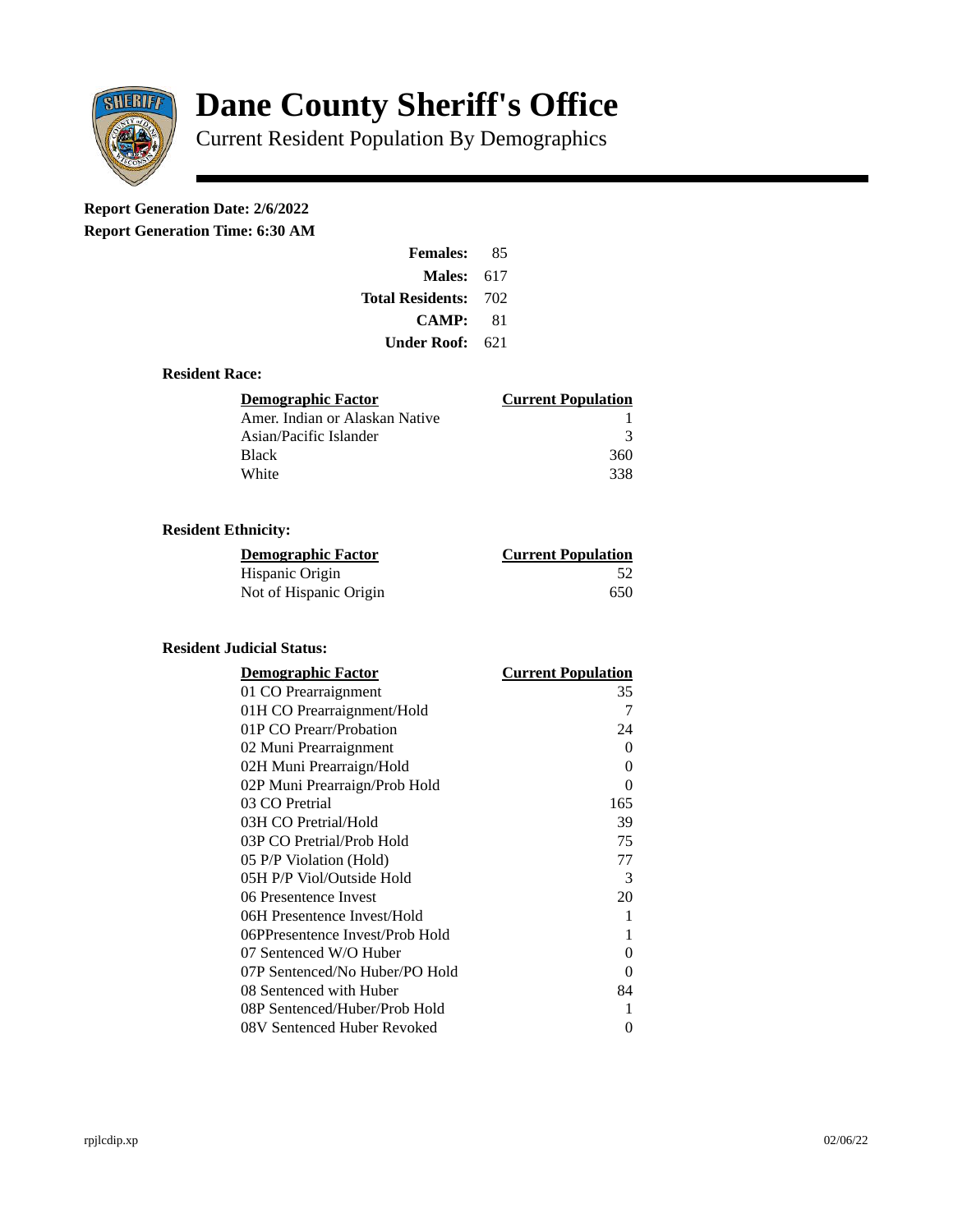# Dane County Sheriff's Office

Current Resident Population By Demographics

**Report Generation Date: 2/6/2022**

**Report Generation Time: 6:30 AM**

| | |
|---|---|
| **Females:** | 85 |
| **Males:** | 617 |
| **Total Residents:** | 702 |
| **CAMP:** | 81 |
| **Under Roof:** | 621 |

### Resident Race:

| Demographic Factor | Current Population |
|---|---|
| Amer. Indian or Alaskan Native | 1 |
| Asian/Pacific Islander | 3 |
| Black | 360 |
| White | 338 |

### Resident Ethnicity:

| Demographic Factor | Current Population |
|---|---|
| Hispanic Origin | 52 |
| Not of Hispanic Origin | 650 |

### Resident Judicial Status:

| Demographic Factor | Current Population |
|---|---|
| 01 CO Prearraignment | 35 |
| 01H CO Prearraignment/Hold | 7 |
| 01P CO Prearr/Probation | 24 |
| 02 Muni Prearraignment | 0 |
| 02H Muni Prearraign/Hold | 0 |
| 02P Muni Prearraign/Prob Hold | 0 |
| 03 CO Pretrial | 165 |
| 03H CO Pretrial/Hold | 39 |
| 03P CO Pretrial/Prob Hold | 75 |
| 05 P/P Violation (Hold) | 77 |
| 05H P/P Viol/Outside Hold | 3 |
| 06 Presentence Invest | 20 |
| 06H Presentence Invest/Hold | 1 |
| 06PPresentence Invest/Prob Hold | 1 |
| 07 Sentenced W/O Huber | 0 |
| 07P Sentenced/No Huber/PO Hold | 0 |
| 08 Sentenced with Huber | 84 |
| 08P Sentenced/Huber/Prob Hold | 1 |
| 08V Sentenced Huber Revoked | 0 |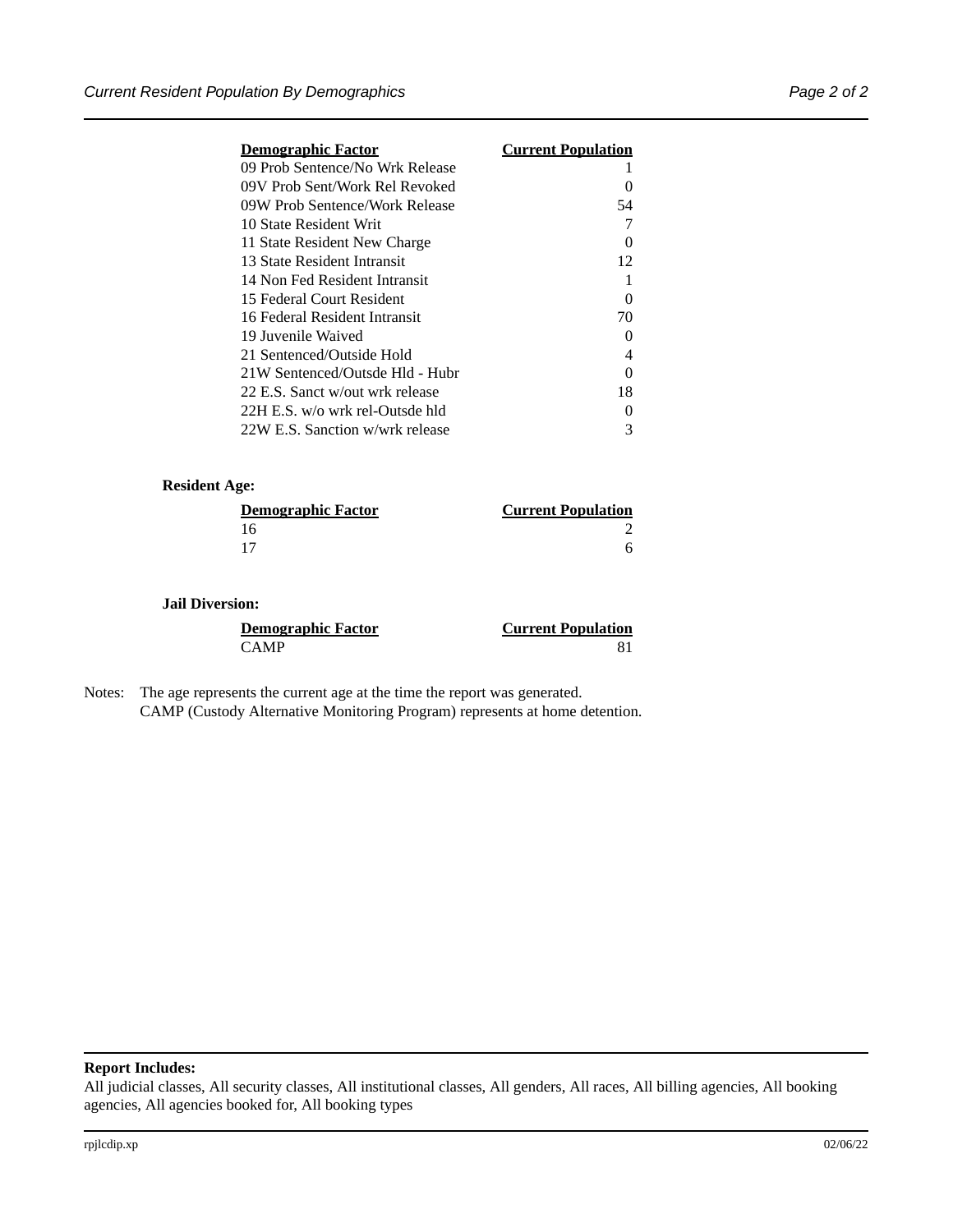| Demographic Factor | Current Population |
| --- | --- |
| 09 Prob Sentence/No Wrk Release | 1 |
| 09V Prob Sent/Work Rel Revoked | 0 |
| 09W Prob Sentence/Work Release | 54 |
| 10 State Resident Writ | 7 |
| 11 State Resident New Charge | 0 |
| 13 State Resident Intransit | 12 |
| 14 Non Fed Resident Intransit | 1 |
| 15 Federal Court Resident | 0 |
| 16 Federal Resident Intransit | 70 |
| 19 Juvenile Waived | 0 |
| 21 Sentenced/Outside Hold | 4 |
| 21W Sentenced/Outsde Hld - Hubr | 0 |
| 22 E.S. Sanct w/out wrk release | 18 |
| 22H E.S. w/o wrk rel-Outsde hld | 0 |
| 22W E.S. Sanction w/wrk release | 3 |

**Resident Age:**

| Demographic Factor | Current Population |
| --- | --- |
| 16 | 2 |
| 17 | 6 |

**Jail Diversion:**

| Demographic Factor | Current Population |
| --- | --- |
| CAMP | 81 |

Notes: The age represents the current age at the time the report was generated.
CAMP (Custody Alternative Monitoring Program) represents at home detention.

**Report Includes:**
All judicial classes, All security classes, All institutional classes, All genders, All races, All billing agencies, All booking agencies, All agencies booked for, All booking types

rpjlcdip.xp 02/06/22